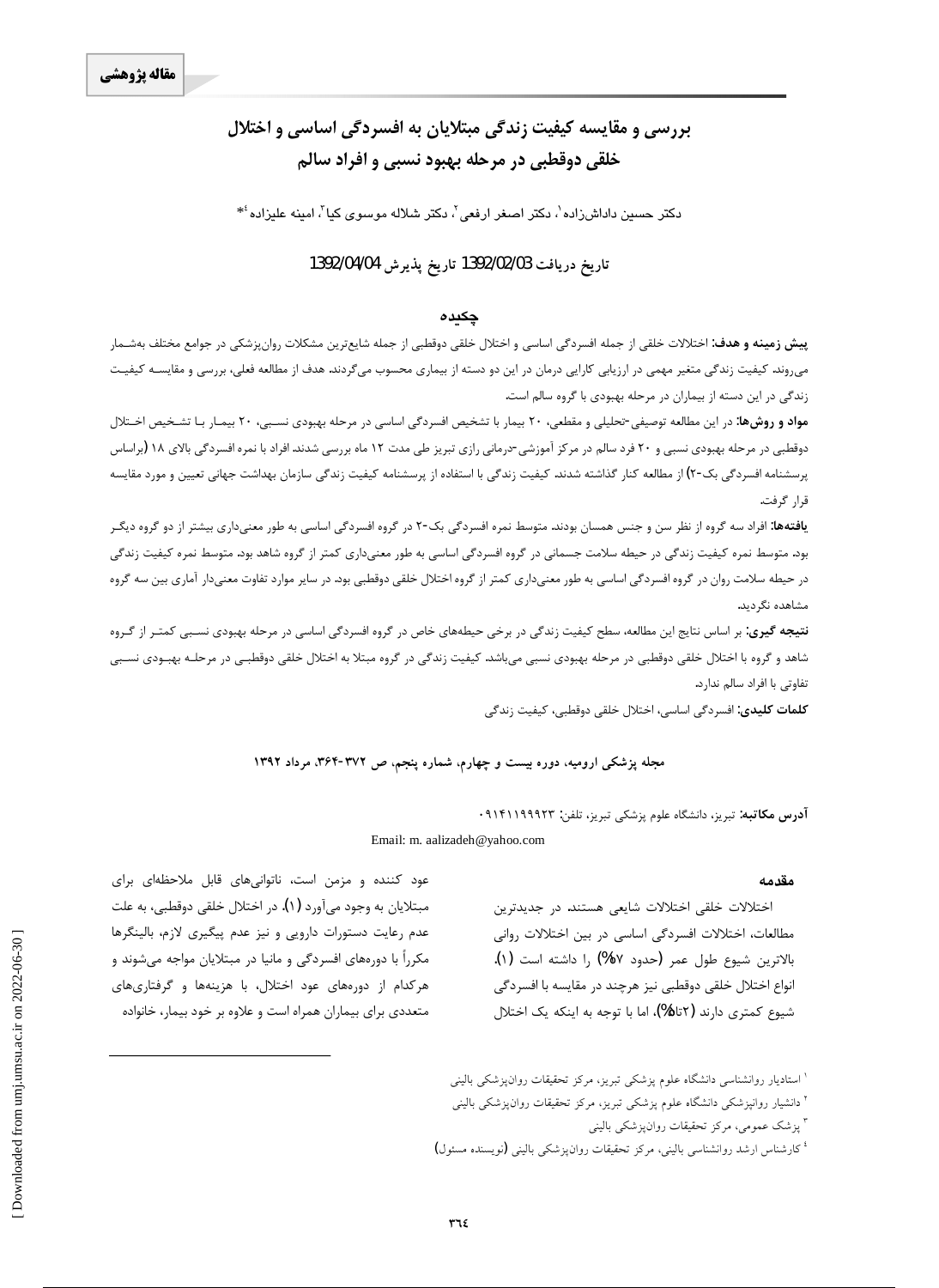مقاله پژوهشی

# بررسی و مقایسه کیفیت زندگی مبتلایان به افسردگی اساسی و اختلال خلقی دوقطبی در مرحله بهبود نسبی و افراد سالم

دکتر حسین داداش‌زاده[1]، دکتر اصغر ارفعی[2]، دکتر شلاله موسوی کیا[3]، امینه علیزاده[4]*

تاریخ دریافت 1392/02/03 تاریخ پذیرش 1392/04/04

## چکیده

**پیش زمینه و هدف:** اختلالات خلقی از جمله افسردگی اساسی و اختلال خلقی دوقطبی از جمله شایع‌ترین مشکلات روان‌پزشکی در جوامع مختلف به‌شمار می‌روند. کیفیت زندگی متغیر مهمی در ارزیابی کارایی درمان در این دو دسته از بیماری محسوب می‌گردند. هدف از مطالعه فعلی، بررسی و مقایسه کیفیت زندگی در این دسته از بیماران در مرحله بهبودی با گروه سالم است.

**مواد و روش‌ها:** در این مطالعه توصیفی-تحلیلی و مقطعی، ۲۰ بیمار با تشخیص افسردگی اساسی در مرحله بهبودی نسبی، ۲۰ بیمار با تشخیص اختلال دوقطبی در مرحله بهبودی نسبی و ۲۰ فرد سالم در مرکز آموزشی-درمانی رازی تبریز طی مدت ۱۲ ماه بررسی شدند. افراد با نمره افسردگی بالای ۱۸ (براساس پرسشنامه افسردگی بک-۲) از مطالعه کنار گذاشته شدند. کیفیت زندگی با استفاده از پرسشنامه کیفیت زندگی سازمان بهداشت جهانی تعیین و مورد مقایسه قرار گرفت.

**یافته‌ها:** افراد سه گروه از نظر سن و جنس همسان بودند. متوسط نمره افسردگی بک-۲ در گروه افسردگی اساسی به طور معنی‌داری بیشتر از دو گروه دیگر بود. متوسط نمره کیفیت زندگی در حیطه سلامت جسمانی در گروه افسردگی اساسی به طور معنی‌داری کمتر از گروه شاهد بود. متوسط نمره کیفیت زندگی در حیطه سلامت روان در گروه افسردگی اساسی به طور معنی‌داری کمتر از گروه اختلال خلقی دوقطبی بود. در سایر موارد تفاوت معنی‌دار آماری بین سه گروه مشاهده نگردید.

**نتیجه گیری:** بر اساس نتایج این مطالعه، سطح کیفیت زندگی در برخی حیطه‌های خاص در گروه افسردگی اساسی در مرحله بهبودی نسبی کمتر از گروه شاهد و گروه با اختلال خلقی دوقطبی در مرحله بهبودی نسبی می‌باشد. کیفیت زندگی در گروه مبتلا به اختلال خلقی دوقطبی در مرحله بهبودی نسبی تفاوتی با افراد سالم ندارد.

**کلمات کلیدی:** افسردگی اساسی، اختلال خلقی دوقطبی، کیفیت زندگی

مجله پزشکی ارومیه، دوره بیست و چهارم، شماره پنجم، ص ۳۷۲-۳۶۴، مرداد ۱۳۹۲

**آدرس مکاتبه:** تبریز، دانشگاه علوم پزشکی تبریز، تلفن: ۰۹۱۴۱۱۹۹۹۲۳

Email: m. aalizadeh@yahoo.com

## مقدمه

اختلالات خلقی اختلالات شایعی هستند. در جدیدترین مطالعات، اختلالات افسردگی اساسی در بین اختلالات روانی بالاترین شیوع طول عمر (حدود ۷%) را داشته است (۱). انواع اختلال خلقی دوقطبی نیز هرچند در مقایسه با افسردگی شیوع کمتری دارند (۲تا۵%)، اما با توجه به اینکه یک اختلال عود کننده و مزمن است، ناتوانی‌های قابل ملاحظه‌ای برای مبتلایان به وجود می‌آورد (۱). در اختلال خلقی دوقطبی، به علت عدم رعایت دستورات دارویی و نیز عدم پیگیری لازم، بالینگرها مکرراً با دوره‌های افسردگی و مانیا در مبتلایان مواجه می‌شوند و هرکدام از دوره‌های عود اختلال، با هزینه‌ها و گرفتاری‌های متعددی برای بیماران همراه است و علاوه بر خود بیمار، خانواده

---

[1] استادیار روانشناسی دانشگاه علوم پزشکی تبریز، مرکز تحقیقات روان‌پزشکی بالینی

[2] دانشیار روانپزشکی دانشگاه علوم پزشکی تبریز، مرکز تحقیقات روان‌پزشکی بالینی

[3] پزشک عمومی، مرکز تحقیقات روان‌پزشکی بالینی

[4] کارشناس ارشد روانشناسی بالینی، مرکز تحقیقات روان‌پزشکی بالینی (نویسنده مسئول)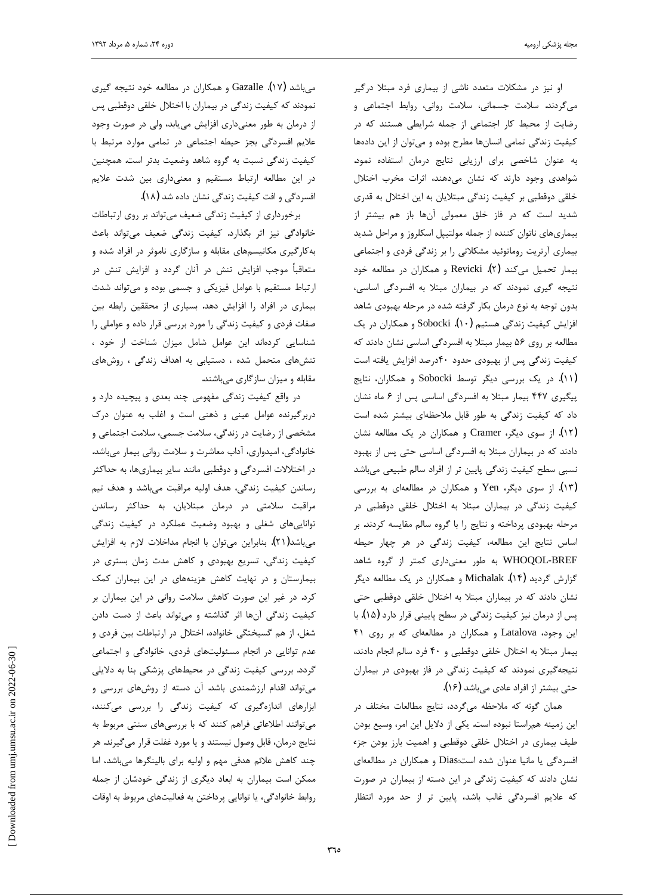او نیز در مشکلات متعدد ناشی از بیماری فرد مبتلا درگیر می‌گردند. سلامت جسمانی، سلامت روانی، روابط اجتماعی و رضایت از محیط کار اجتماعی از جمله شرایطی هستند که در کیفیت زندگی تمامی انسان‌ها مطرح بوده و می‌توان از این داده‌ها به عنوان شاخصی برای ارزیابی نتایج درمان استفاده نمود. شواهدی وجود دارند که نشان می‌دهند، اثرات مخرب اختلال خلقی دوقطبی بر کیفیت زندگی مبتلایان به این اختلال به قدری شدید است که در فاز خلق معمولی آن‌ها باز هم بیشتر از بیماری‌های ناتوان کننده از جمله مولتیپل اسکلروز و مراحل شدید بیماری آرتریت روماتوئید مشکلاتی را بر زندگی فردی و اجتماعی بیمار تحمیل می‌کند (۲). Revicki و همکاران در مطالعه خود نتیجه گیری نمودند که در بیماران مبتلا به افسردگی اساسی، بدون توجه به نوع درمان بکار گرفته شده در مرحله بهبودی شاهد افزایش کیفیت زندگی هستیم (۱۰). Sobocki و همکاران در یک مطالعه بر روی ۵۶ بیمار مبتلا به افسردگی اساسی نشان دادند که کیفیت زندگی پس از بهبودی حدود ۴۰درصد افزایش یافته است (۱۱). در یک بررسی دیگر توسط Sobocki و همکاران، نتایج پیگیری ۴۴۷ بیمار مبتلا به افسردگی اساسی پس از ۶ ماه نشان داد که کیفیت زندگی به طور قابل ملاحظه‌ای بیشتر شده است (۱۲). از سوی دیگر، Cramer و همکاران در یک مطالعه نشان دادند که در بیماران مبتلا به افسردگی اساسی حتی پس از بهبود نسبی سطح کیفیت زندگی پایین تر از افراد سالم طبیعی می‌باشد (۱۳). از سوی دیگر، Yen و همکاران در مطالعه‌ای به بررسی کیفیت زندگی در بیماران مبتلا به اختلال خلقی دوقطبی در مرحله بهبودی پرداخته و نتایج را با گروه سالم مقایسه کردند. بر اساس نتایج این مطالعه، کیفیت زندگی در هر چهار حیطه WHOQOL-BREF به طور معنی‌داری کمتر از گروه شاهد گزارش گردید (۱۴). Michalak و همکاران در یک مطالعه دیگر نشان دادند که در بیماران مبتلا به اختلال خلقی دوقطبی حتی پس از درمان نیز کیفیت زندگی در سطح پایینی قرار دارد (۱۵). با این وجود، Latalova و همکاران در مطالعه‌ای که بر روی ۴۱ بیمار مبتلا به اختلال خلقی دوقطبی و ۴۰ فرد سالم انجام دادند، نتیجه‌گیری نمودند که کیفیت زندگی در فاز بهبودی در بیماران حتی بیشتر از افراد عادی می‌باشد (۱۶).

همان گونه که ملاحظه می‌گردد، نتایج مطالعات مختلف در این زمینه هم‌راستا نبوده است. یکی از دلایل این امر، وسیع بودن طیف بیماری در اختلال خلقی دوقطبی و اهمیت بارز بودن جزء افسردگی یا مانیا عنوان شده است:Dias و همکاران در مطالعه‌ای نشان دادند که کیفیت زندگی در این دسته از بیماران در صورت که علایم افسردگی غالب باشد، پایین تر از حد مورد انتظار می‌باشد (۱۷). Gazalle و همکاران در مطالعه خود نتیجه گیری نمودند که کیفیت زندگی در بیماران با اختلال خلقی دوقطبی پس از درمان به طور معنی‌داری افزایش می‌یابد، ولی در صورت وجود علایم افسردگی بجز حیطه اجتماعی در تمامی موارد مرتبط با کیفیت زندگی نسبت به گروه شاهد وضعیت بدتر است. همچنین در این مطالعه ارتباط مستقیم و معنی‌داری بین شدت علایم افسردگی و افت کیفیت زندگی نشان داده شد (۱۸).

برخورداری از کیفیت زندگی ضعیف می‌تواند بر روی ارتباطات خانوادگی نیز اثر بگذارد. کیفیت زندگی ضعیف می‌تواند باعث به‌کارگیری مکانیسم‌های مقابله و سازگاری ناموثر در افراد شده و متعاقباً موجب افزایش تنش در آنان گردد و افزایش تنش در ارتباط مستقیم با عوامل فیزیکی و جسمی بوده و می‌تواند شدت بیماری در افراد را افزایش دهد. بسیاری از محققین رابطه بین صفات فردی و کیفیت زندگی را مورد بررسی قرار داده و عواملی را شناسایی کرده‌اند این عوامل شامل میزان شناخت از خود ، تنش‌های متحمل شده ، دستیابی به اهداف زندگی ، روش‌های مقابله و میزان سازگاری می‌باشند.

در واقع کیفیت زندگی مفهومی چند بعدی و پیچیده دارد و دربرگیرنده عوامل عینی و ذهنی است و اغلب به عنوان درک مشخصی از رضایت در زندگی، سلامت جسمی، سلامت اجتماعی و خانوادگی، امیدواری، آداب معاشرت و سلامت روانی بیمار می‌باشد. در اختلالات افسردگی و دوقطبی مانند سایر بیماری‌ها، به حداکثر رساندن کیفیت زندگی، هدف اولیه مراقبت می‌باشد و هدف تیم مراقبت سلامتی در درمان مبتلایان، به حداکثر رساندن توانایی‌های شغلی و بهبود وضعیت عملکرد در کیفیت زندگی می‌باشد(۲۱). بنابراین می‌توان با انجام مداخلات لازم به افزایش کیفیت زندگی، تسریع بهبودی و کاهش مدت زمان بستری در بیمارستان و در نهایت کاهش هزینه‌های در این بیماران کمک کرد. در غیر این صورت کاهش سلامت روانی در این بیماران بر کیفیت زندگی آن‌ها اثر گذاشته و می‌تواند باعث از دست دادن شغل، از هم گسیختگی خانواده، اختلال در ارتباطات بین فردی و عدم توانایی در انجام مسئولیت‌های فردی، خانوادگی و اجتماعی گردد. بررسی کیفیت زندگی در محیط‌های پزشکی بنا به دلایلی می‌تواند اقدام ارزشمندی باشد. آن دسته از روش‌های بررسی و ابزارهای اندازه‌گیری که کیفیت زندگی را بررسی می‌کنند، می‌توانند اطلاعاتی فراهم کنند که با بررسی‌های سنتی مربوط به نتایج درمان، قابل وصول نیستند و یا مورد غفلت قرار می‌گیرند. هر چند کاهش علائم هدفی مهم و اولیه برای بالینگرها می‌باشد، اما ممکن است بیماران به ابعاد دیگری از زندگی خودشان از جمله روابط خانوادگی، یا توانایی پرداختن به فعالیت‌های مربوط به اوقات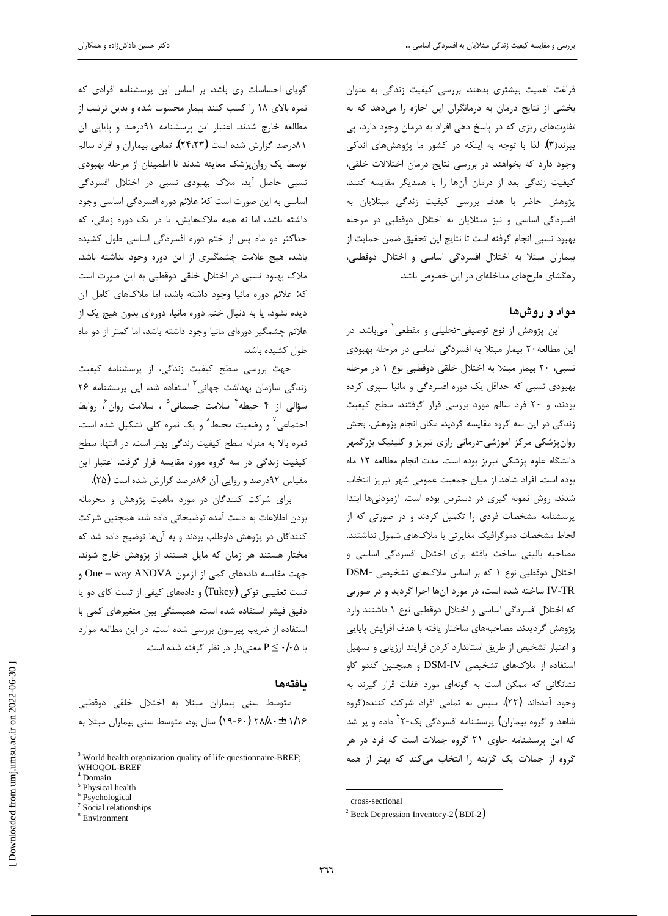فراغت اهمیت بیشتری بدهند. بررسی کیفیت زندگی به عنوان بخشی از نتایج درمان به درمانگران این اجازه را می‌دهد که به تفاوت‌های ریزی که در پاسخ دهی افراد به درمان وجود دارد، پی ببرند(۳). لذا با توجه به اینکه در کشور ما پژوهش‌های اندکی وجود دارد که بخواهند در بررسی نتایج درمان اختلالات خلقی، کیفیت زندگی بعد از درمان آن‌ها را با همدیگر مقایسه کنند، پژوهش حاضر با هدف بررسی کیفیت زندگی مبتلایان به افسردگی اساسی و نیز مبتلایان به اختلال دوقطبی در مرحله بهبود نسبی انجام گرفته است تا نتایج این تحقیق ضمن حمایت از بیماران مبتلا به اختلال افسردگی اساسی و اختلال دوقطبی، رهگشای طرح‌های مداخله‌ای در این خصوص باشد.

## مواد و روش‌ها

این پژوهش از نوع توصیفی-تحلیلی و مقطعی[1] می‌باشد. در این مطالعه ۲۰ بیمار مبتلا به افسردگی اساسی در مرحله بهبودی نسبی، ۲۰ بیمار مبتلا به اختلال خلقی دوقطبی نوع ۱ در مرحله بهبودی نسبی که حداقل یک دوره افسردگی و مانیا سپری کرده بودند، و ۲۰ فرد سالم مورد بررسی قرار گرفتند. سطح کیفیت زندگی در این سه گروه مقایسه گردید. مکان انجام پژوهش، بخش روان‌پزشکی مرکز آموزشی-درمانی رازی تبریز و کلینیک بزرگمهر دانشگاه علوم پزشکی تبریز بوده است. مدت انجام مطالعه ۱۲ ماه بوده است. افراد شاهد از میان جمعیت عمومی شهر تبریز انتخاب شدند. روش نمونه گیری در دسترس بوده است. آزمودنی‌ها ابتدا پرسشنامه مشخصات فردی را تکمیل کردند و در صورتی که از لحاظ مشخصات دموگرافیک مغایرتی با ملاک‌های شمول نداشتند، مصاحبه بالینی ساخت یافته برای اختلال افسردگی اساسی و اختلال دوقطبی نوع ۱ که بر اساس ملاک‌های تشخیصی DSM-IV-TR ساخته شده است، در مورد آن‌ها اجرا گردید و در صورتی که اختلال افسردگی اساسی و اختلال دوقطبی نوع ۱ داشتند وارد پژوهش گردیدند. مصاحبه‌های ساختار یافته با هدف افزایش پایایی و اعتبار تشخیص از طریق استاندارد کردن فرایند ارزیابی و تسهیل استفاده از ملاک‌های تشخیصی DSM-IV و همچنین کندو کاو نشانگانی که ممکن است به گونه‌ای مورد غفلت قرار گیرند به وجود آمده‌اند (۲۲). سپس به تمامی افراد شرکت کننده(گروه شاهد و گروه بیماران) پرسشنامه افسردگی بک-۲[2] داده و پر شد که این پرسشنامه حاوی ۲۱ گروه جملات است که فرد در هر گروه از جملات یک گزینه را انتخاب می‌کند که بهتر از همه گویای احساسات وی باشد. بر اساس این پرسشنامه افرادی که نمره بالای ۱۸ را کسب کنند بیمار محسوب شده و بدین ترتیب از مطالعه خارج شدند. اعتبار این پرسشنامه ۹۱درصد و پایایی آن ۸۱درصد گزارش شده است (۲۴،۲۳). تمامی بیماران و افراد سالم توسط یک روان‌پزشک معاینه شدند تا اطمینان از مرحله بهبودی نسبی حاصل آید. ملاک بهبودی نسبی در اختلال افسردگی اساسی به این صورت است که: علائم دوره افسردگی اساسی وجود داشته باشد، اما نه همه ملاک‌هایش. یا در یک دوره زمانی، که حداکثر دو ماه پس از ختم دوره افسردگی اساسی طول کشیده باشد، هیچ علامت چشمگیری از این دوره وجود نداشته باشد. ملاک بهبود نسبی در اختلال خلقی دوقطبی به این صورت است که: علائم دوره مانیا وجود داشته باشد، اما ملاک‌های کامل آن دیده نشود، یا به دنبال ختم دوره مانیا، دوره‌ای بدون هیچ یک از علائم چشمگیر دوره‌ای مانیا وجود داشته باشد، اما کمتر از دو ماه طول کشیده باشد.

جهت بررسی سطح کیفیت زندگی، از پرسشنامه کیفیت زندگی سازمان بهداشت جهانی[3] استفاده شد. این پرسشنامه ۲۶ سؤالی از ۴ حیطه[4] سلامت جسمانی[5]، سلامت روان[6]، روابط اجتماعی[7] و وضعیت محیط[8] و یک نمره کلی تشکیل شده است. نمره بالا به منزله سطح کیفیت زندگی بهتر است. در انتها، سطح کیفیت زندگی در سه گروه مورد مقایسه قرار گرفت. اعتبار این مقیاس ۹۲درصد و روایی آن ۸۶درصد گزارش شده است (۲۵).

برای شرکت کنندگان در مورد ماهیت پژوهش و محرمانه بودن اطلاعات به دست آمده توضیحاتی داده شد. همچنین شرکت کنندگان در پژوهش داوطلب بودند و به آن‌ها توضیح داده شد که مختار هستند هر زمان که مایل هستند از پژوهش خارج شوند. جهت مقایسه داده‌های کمی از آزمون One – way ANOVA و تست تعقیبی توکی (Tukey) و داده‌های کیفی از تست کای دو یا دقیق فیشر استفاده شده است. همبستگی بین متغیرهای کمی با استفاده از ضریب پیرسون بررسی شده است. در این مطالعه موارد با $P \leq ۰/۰۵$ معنی‌دار در نظر گرفته شده است.

## یافته‌ها

متوسط سنی بیماران مبتلا به اختلال خلقی دوقطبی ۱/۱۶±۲۸/۸۰ (۶۰-۱۹) سال بود. متوسط سنی بیماران مبتلا به

---

[1] cross-sectional

[2] Beck Depression Inventory-2 (BDI-2)

[3] World health organization quality of life questionnaire-BREF; WHOQOL-BREF

[4] Domain

[5] Physical health

[6] Psychological

[7] Social relationships

[8] Environment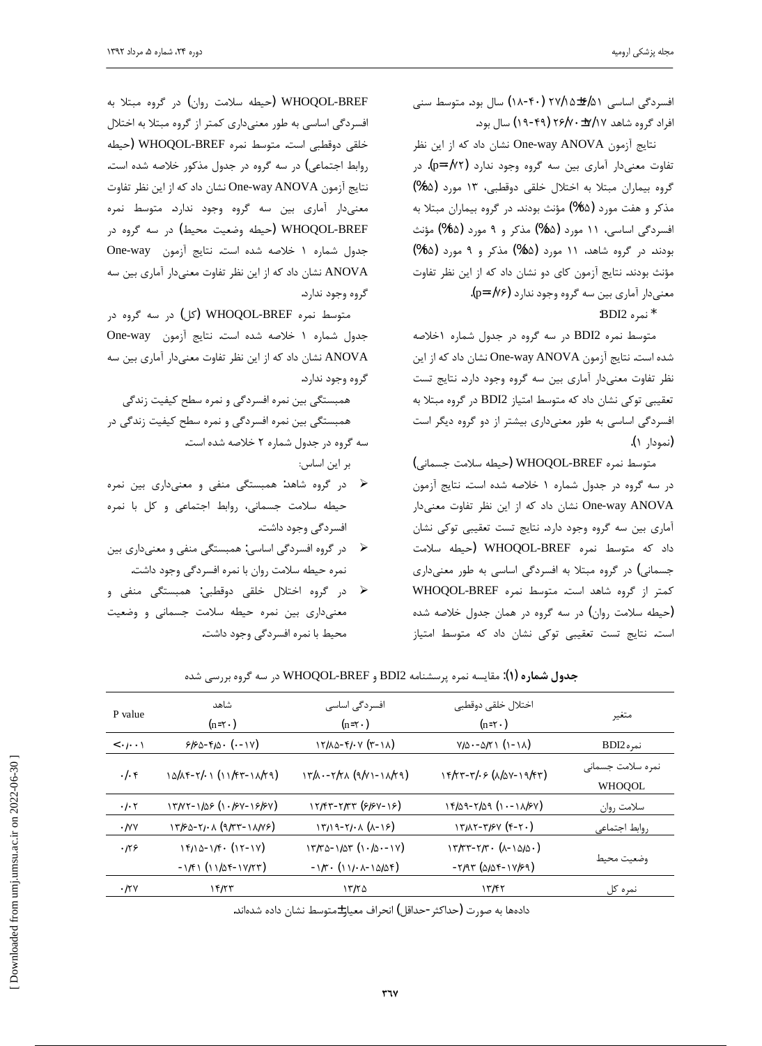افسردگی اساسی ۲۷/۱۵±۶/۵۱ (۴۰-۱۸) سال بود. متوسط سنی افراد گروه شاهد ۲۶/۷۰±۷/۱۷ (۴۹-۱۹) سال بود.

نتایج آزمون One-way ANOVA نشان داد که از این نظر تفاوت معنی‌دار آماری بین سه گروه وجود ندارد (p=۰/۷۲). در گروه بیماران مبتلا به اختلال خلقی دوقطبی، ۱۳ مورد (۶۵%) مذکر و هفت مورد (۳۵%) مؤنث بودند. در گروه بیماران مبتلا به افسردگی اساسی، ۱۱ مورد (۵۵%) مذکر و ۹ مورد (۴۵%) مؤنث بودند. در گروه شاهد، ۱۱ مورد (۵۵%) مذکر و ۹ مورد (۴۵%) مؤنث بودند. نتایج آزمون کای دو نشان داد که از این نظر تفاوت معنی‌دار آماری بین سه گروه وجود ندارد (p=۰/۷۶).

* نمره BDI2:

متوسط نمره BDI2 در سه گروه در جدول شماره ۱خلاصه شده است. نتایج آزمون One-way ANOVA نشان داد که از این نظر تفاوت معنی‌دار آماری بین سه گروه وجود دارد. نتایج تست تعقیبی توکی نشان داد که متوسط امتیاز BDI2 در گروه مبتلا به افسردگی اساسی به طور معنی‌داری بیشتر از دو گروه دیگر است (نمودار ۱).

متوسط نمره WHOQOL-BREF (حیطه سلامت جسمانی) در سه گروه در جدول شماره ۱ خلاصه شده است. نتایج آزمون One-way ANOVA نشان داد که از این نظر تفاوت معنی‌دار آماری بین سه گروه وجود دارد. نتایج تست تعقیبی توکی نشان داد که متوسط نمره WHOQOL-BREF (حیطه سلامت جسمانی) در گروه مبتلا به افسردگی اساسی به طور معنی‌داری کمتر از گروه شاهد است. متوسط نمره WHOQOL-BREF (حیطه سلامت روان) در سه گروه در همان جدول خلاصه شده است. نتایج تست تعقیبی توکی نشان داد که متوسط امتیاز WHOQOL-BREF (حیطه سلامت روان) در گروه مبتلا به افسردگی اساسی به طور معنی‌داری کمتر از گروه مبتلا به اختلال خلقی دوقطبی است. متوسط نمره WHOQOL-BREF (حیطه روابط اجتماعی) در سه گروه در جدول مذکور خلاصه شده است. نتایج آزمون One-way ANOVA نشان داد که از این نظر تفاوت معنی‌دار آماری بین سه گروه وجود ندارد. متوسط نمره WHOQOL-BREF (حیطه وضعیت محیط) در سه گروه در جدول شماره ۱ خلاصه شده است. نتایج آزمون One-way ANOVA نشان داد که از این نظر تفاوت معنی‌دار آماری بین سه گروه وجود ندارد.

متوسط نمره WHOQOL-BREF (کل) در سه گروه در جدول شماره ۱ خلاصه شده است. نتایج آزمون One-way ANOVA نشان داد که از این نظر تفاوت معنی‌دار آماری بین سه گروه وجود ندارد.

همبستگی بین نمره افسردگی و نمره سطح کیفیت زندگی

همبستگی بین نمره افسردگی و نمره سطح کیفیت زندگی در سه گروه در جدول شماره ۲ خلاصه شده است.

بر این اساس:

- در گروه شاهد: همبستگی منفی و معنی‌داری بین نمره حیطه سلامت جسمانی، روابط اجتماعی و کل با نمره افسردگی وجود داشت.
- در گروه افسردگی اساسی: همبستگی منفی و معنی‌داری بین نمره حیطه سلامت روان با نمره افسردگی وجود داشت.
- در گروه اختلال خلقی دوقطبی: همبستگی منفی و معنی‌داری بین نمره حیطه سلامت جسمانی و وضعیت محیط با نمره افسردگی وجود داشت.

**جدول شماره (۱):** مقایسه نمره پرسشنامه BDI2 و WHOQOL-BREF در سه گروه بررسی شده

| متغیر | اختلال خلقی دوقطبی (n=۲۰) | افسردگی اساسی (n=۲۰) | شاهد (n=۲۰) | P value |
|---|---|---|---|---|
| نمره BDI2 | ۷/۵۰-۵/۲۱ (۱-۱۸) | ۱۲/۸۵-۴/۰۷ (۳-۱۸) | ۶/۶۵-۴/۵۰ (۰-۱۷) | <۰/۰۰۱ |
| نمره سلامت جسمانی WHOQOL | ۱۴/۲۳-۳/۰۶ (۸/۵۷-۱۹/۴۳) | ۱۳/۸۰-۲/۲۸ (۹/۷۱-۱۸/۲۹) | ۱۵/۸۴-۲/۰۱ (۱۱/۴۳-۱۸/۲۹) | ۰/۰۴ |
| سلامت روان | ۱۴/۵۹-۲/۵۹ (۱۰-۱۸/۶۷) | ۱۲/۴۳-۲/۳۳ (۶/۶۷-۱۶) | ۱۳/۷۲-۱/۵۶ (۱۰/۶۷-۱۶/۶۷) | ۰/۰۲ |
| روابط اجتماعی | ۱۳/۸۲-۳/۶۷ (۴-۲۰) | ۱۳/۱۹-۲/۰۸ (۸-۱۶) | ۱۳/۶۵-۲/۰۸ (۹/۳۳-۱۸/۷۶) | ۰/۷۷ |
| وضعیت محیط | ۱۳/۳۳-۲/۳۰ (۸-۱۵/۵۰) -۲/۹۳ (۵/۵۴-۱۷/۶۹) | ۱۳/۳۵-۱/۵۳ (۱۰/۵۰-۱۷) -۱/۳۰ (۱۱/۰۸-۱۵/۵۴) | ۱۴/۱۵-۱/۴۰ (۱۲-۱۷) -۱/۴۱ (۱۱/۵۴-۱۷/۲۳) | ۰/۲۶ |
| نمره کل | ۱۳/۴۲ | ۱۳/۲۵ | ۱۴/۲۳ | ۰/۲۷ |

داده‌ها به صورت (حداکثر-حداقل) انحراف معیار±متوسط نشان داده شده‌اند.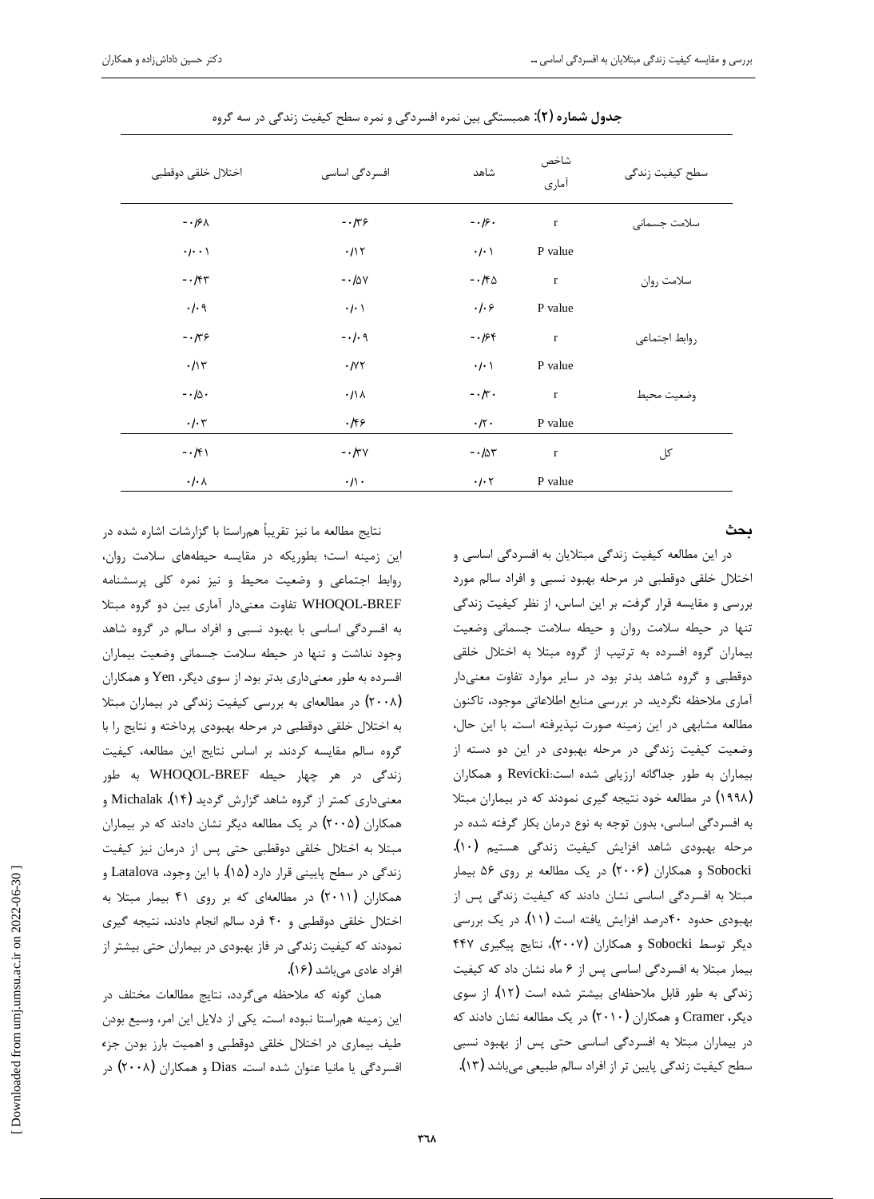**جدول شماره (۲):** همبستگی بین نمره افسردگی و نمره سطح کیفیت زندگی در سه گروه

| سطح کیفیت زندگی | شاخص آماری | شاهد | افسردگی اساسی | اختلال خلقی دوقطبی |
|---|---|---|---|---|
| سلامت جسمانی | r | -۰/۶۰ | -۰/۳۶ | -۰/۶۸ |
| | P value | ۰/۰۱ | ۰/۱۲ | ۰/۰۰۱ |
| سلامت روان | r | -۰/۴۵ | -۰/۵۷ | -۰/۴۳ |
| | P value | ۰/۰۶ | ۰/۰۱ | ۰/۰۹ |
| روابط اجتماعی | r | -۰/۶۴ | -۰/۰۹ | -۰/۳۶ |
| | P value | ۰/۰۱ | ۰/۷۲ | ۰/۱۳ |
| وضعیت محیط | r | -۰/۳۰ | ۰/۱۸ | -۰/۵۰ |
| | P value | ۰/۲۰ | ۰/۴۶ | ۰/۰۳ |
| کل | r | -۰/۵۳ | -۰/۳۷ | -۰/۴۱ |
| | P value | ۰/۰۲ | ۰/۱۰ | ۰/۰۸ |

## بحث

در این مطالعه کیفیت زندگی مبتلایان به افسردگی اساسی و اختلال خلقی دوقطبی در مرحله بهبود نسبی و افراد سالم مورد بررسی و مقایسه قرار گرفت. بر این اساس، از نظر کیفیت زندگی تنها در حیطه سلامت روان و حیطه سلامت جسمانی وضعیت بیماران گروه افسرده به ترتیب از گروه مبتلا به اختلال خلقی دوقطبی و گروه شاهد بدتر بود. در سایر موارد تفاوت معنی‌دار آماری ملاحظه نگردید. در بررسی منابع اطلاعاتی موجود، تاکنون مطالعه مشابهی در این زمینه صورت نپذیرفته است. با این حال، وضعیت کیفیت زندگی در مرحله بهبودی در این دو دسته از بیماران به طور جداگانه ارزیابی شده است: Revicki و همکاران (۱۹۹۸) در مطالعه خود نتیجه گیری نمودند که در بیماران مبتلا به افسردگی اساسی، بدون توجه به نوع درمان بکار گرفته شده در مرحله بهبودی شاهد افزایش کیفیت زندگی هستیم (۱۰). Sobocki و همکاران (۲۰۰۶) در یک مطالعه بر روی ۵۶ بیمار مبتلا به افسردگی اساسی نشان دادند که کیفیت زندگی پس از بهبودی حدود ۴۰درصد افزایش یافته است (۱۱). در یک بررسی دیگر توسط Sobocki و همکاران (۲۰۰۷)، نتایج پیگیری ۴۴۷ بیمار مبتلا به افسردگی اساسی پس از ۶ ماه نشان داد که کیفیت زندگی به طور قابل ملاحظه‌ای بیشتر شده است (۱۲). از سوی دیگر، Cramer و همکاران (۲۰۱۰) در یک مطالعه نشان دادند که در بیماران مبتلا به افسردگی اساسی حتی پس از بهبود نسبی سطح کیفیت زندگی پایین تر از افراد سالم طبیعی می‌باشد (۱۳).

نتایج مطالعه ما نیز تقریباً هم‌راستا با گزارشات اشاره شده در این زمینه است؛ بطوریکه در مقایسه حیطه‌های سلامت روان، روابط اجتماعی و وضعیت محیط و نیز نمره کلی پرسشنامه WHOQOL-BREF تفاوت معنی‌دار آماری بین دو گروه مبتلا به افسردگی اساسی با بهبود نسبی و افراد سالم در گروه شاهد وجود نداشت و تنها در حیطه سلامت جسمانی وضعیت بیماران افسرده به طور معنی‌داری بدتر بود. از سوی دیگر، Yen و همکاران (۲۰۰۸) در مطالعه‌ای به بررسی کیفیت زندگی در بیماران مبتلا به اختلال خلقی دوقطبی در مرحله بهبودی پرداخته و نتایج را با گروه سالم مقایسه کردند. بر اساس نتایج این مطالعه، کیفیت زندگی در هر چهار حیطه WHOQOL-BREF به طور معنی‌داری کمتر از گروه شاهد گزارش گردید (۱۴). Michalak و همکاران (۲۰۰۵) در یک مطالعه دیگر نشان دادند که در بیماران مبتلا به اختلال خلقی دوقطبی حتی پس از درمان نیز کیفیت زندگی در سطح پایینی قرار دارد (۱۵). با این وجود، Latalova و همکاران (۲۰۱۱) در مطالعه‌ای که بر روی ۴۱ بیمار مبتلا به اختلال خلقی دوقطبی و ۴۰ فرد سالم انجام دادند، نتیجه گیری نمودند که کیفیت زندگی در فاز بهبودی در بیماران حتی بیشتر از افراد عادی می‌باشد (۱۶).

همان گونه که ملاحظه می‌گردد، نتایج مطالعات مختلف در این زمینه هم‌راستا نبوده است. یکی از دلایل این امر، وسیع بودن طیف بیماری در اختلال خلقی دوقطبی و اهمیت بارز بودن جزء افسردگی یا مانیا عنوان شده است. Dias و همکاران (۲۰۰۸) در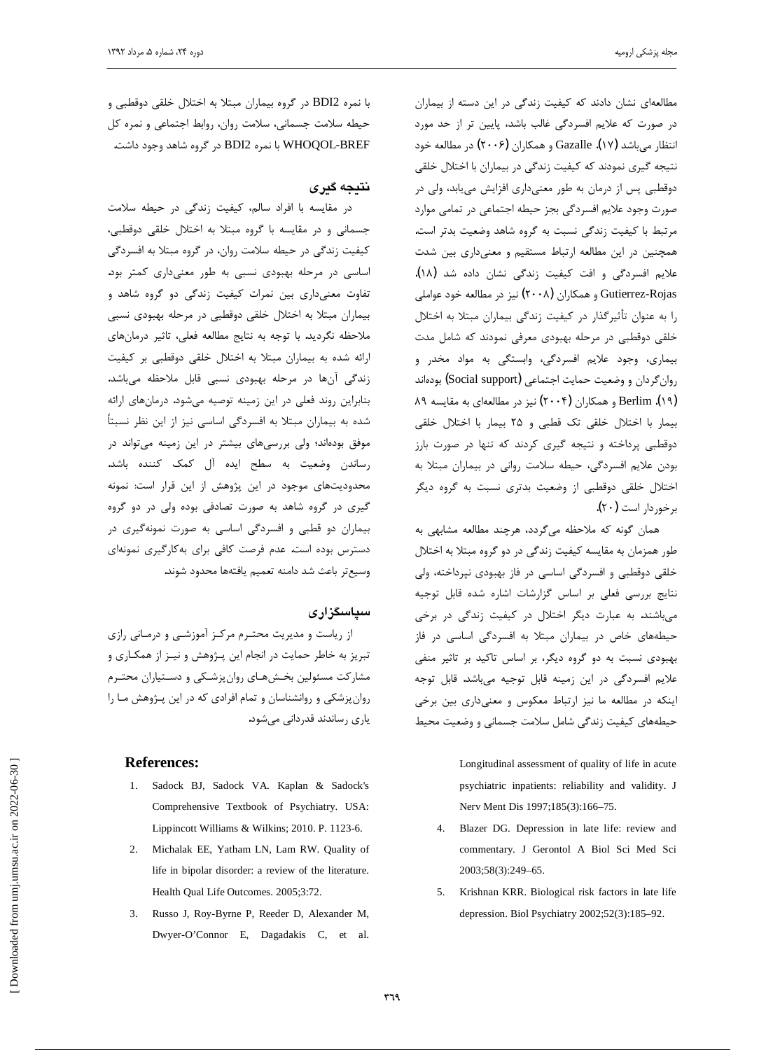مطالعه‌ای نشان دادند که کیفیت زندگی در این دسته از بیماران در صورت که علایم افسردگی غالب باشد، پایین تر از حد مورد انتظار می‌باشد (۱۷). Gazalle و همکاران (۲۰۰۶) در مطالعه خود نتیجه گیری نمودند که کیفیت زندگی در بیماران با اختلال خلقی دوقطبی پس از درمان به طور معنی‌داری افزایش می‌یابد، ولی در صورت وجود علایم افسردگی بجز حیطه اجتماعی در تمامی موارد مرتبط با کیفیت زندگی نسبت به گروه شاهد وضعیت بدتر است. همچنین در این مطالعه ارتباط مستقیم و معنی‌داری بین شدت علایم افسردگی و افت کیفیت زندگی نشان داده شد (۱۸). Gutierrez-Rojas و همکاران (۲۰۰۸) نیز در مطالعه خود عواملی را به عنوان تأثیرگذار در کیفیت زندگی بیماران مبتلا به اختلال خلقی دوقطبی در مرحله بهبودی معرفی نمودند که شامل مدت بیماری، وجود علایم افسردگی، وابستگی به مواد مخدر و روان‌گردان و وضعیت حمایت اجتماعی (Social support) بوده‌اند (۱۹). Berlim و همکاران (۲۰۰۴) نیز در مطالعه‌ای به مقایسه ۸۹ بیمار با اختلال خلقی تک قطبی و ۲۵ بیمار با اختلال خلقی دوقطبی پرداخته و نتیجه گیری کردند که تنها در صورت بارز بودن علایم افسردگی، حیطه سلامت روانی در بیماران مبتلا به اختلال خلقی دوقطبی از وضعیت بدتری نسبت به گروه دیگر برخوردار است (۲۰).

همان گونه که ملاحظه می‌گردد، هرچند مطالعه مشابهی به طور همزمان به مقایسه کیفیت زندگی در دو گروه مبتلا به اختلال خلقی دوقطبی و افسردگی اساسی در فاز بهبودی نپرداخته، ولی نتایج بررسی فعلی بر اساس گزارشات اشاره شده قابل توجیه می‌باشند. به عبارت دیگر اختلال در کیفیت زندگی در برخی حیطه‌های خاص در بیماران مبتلا به افسردگی اساسی در فاز بهبودی نسبت به دو گروه دیگر، بر اساس تاکید بر تاثیر منفی علایم افسردگی در این زمینه قابل توجیه می‌باشد. قابل توجه اینکه در مطالعه ما نیز ارتباط معکوس و معنی‌داری بین برخی حیطه‌های کیفیت زندگی شامل سلامت جسمانی و وضعیت محیط با نمره BDI2 در گروه بیماران مبتلا به اختلال خلقی دوقطبی و حیطه سلامت جسمانی، سلامت روان، روابط اجتماعی و نمره کل WHOQOL-BREF با نمره BDI2 در گروه شاهد وجود داشت.

## نتیجه گیری

در مقایسه با افراد سالم، کیفیت زندگی در حیطه سلامت جسمانی و در مقایسه با گروه مبتلا به اختلال خلقی دوقطبی، کیفیت زندگی در حیطه سلامت روان، در گروه مبتلا به افسردگی اساسی در مرحله بهبودی نسبی به طور معنی‌داری کمتر بود. تفاوت معنی‌داری بین نمرات کیفیت زندگی دو گروه شاهد و بیماران مبتلا به اختلال خلقی دوقطبی در مرحله بهبودی نسبی ملاحظه نگردید. با توجه به نتایج مطالعه فعلی، تاثیر درمان‌های ارائه شده به بیماران مبتلا به اختلال خلقی دوقطبی بر کیفیت زندگی آن‌ها در مرحله بهبودی نسبی قابل ملاحظه می‌باشد. بنابراین روند فعلی در این زمینه توصیه می‌شود. درمان‌های ارائه شده به بیماران مبتلا به افسردگی اساسی نیز از این نظر نسبتاً موفق بوده‌اند؛ ولی بررسی‌های بیشتر در این زمینه می‌تواند در رساندن وضعیت به سطح ایده آل کمک کننده باشد. محدودیت‌های موجود در این پژوهش از این قرار است: نمونه گیری در گروه شاهد به صورت تصادفی بوده ولی در دو گروه بیماران دو قطبی و افسردگی اساسی به صورت نمونه‌گیری در دسترس بوده است. عدم فرصت کافی برای به‌کارگیری نمونه‌ای وسیع‌تر باعث شد دامنه تعمیم یافته‌ها محدود شوند.

## سپاسگزاری

از ریاست و مدیریت محترم مرکز آموزشی و درمانی رازی تبریز به خاطر حمایت در انجام این پژوهش و نیز از همکاری و مشارکت مسئولین بخش‌های روان‌پزشکی و دستیاران محترم روان‌پزشکی و روانشناسان و تمام افرادی که در این پژوهش ما را یاری رساندند قدردانی می‌شود.

## References:

1. Sadock BJ, Sadock VA. Kaplan & Sadock's Comprehensive Textbook of Psychiatry. USA: Lippincott Williams & Wilkins; 2010. P. 1123-6.
2. Michalak EE, Yatham LN, Lam RW. Quality of life in bipolar disorder: a review of the literature. Health Qual Life Outcomes. 2005;3:72.
3. Russo J, Roy-Byrne P, Reeder D, Alexander M, Dwyer-O'Connor E, Dagadakis C, et al. Longitudinal assessment of quality of life in acute psychiatric inpatients: reliability and validity. J Nerv Ment Dis 1997;185(3):166–75.
4. Blazer DG. Depression in late life: review and commentary. J Gerontol A Biol Sci Med Sci 2003;58(3):249–65.
5. Krishnan KRR. Biological risk factors in late life depression. Biol Psychiatry 2002;52(3):185–92.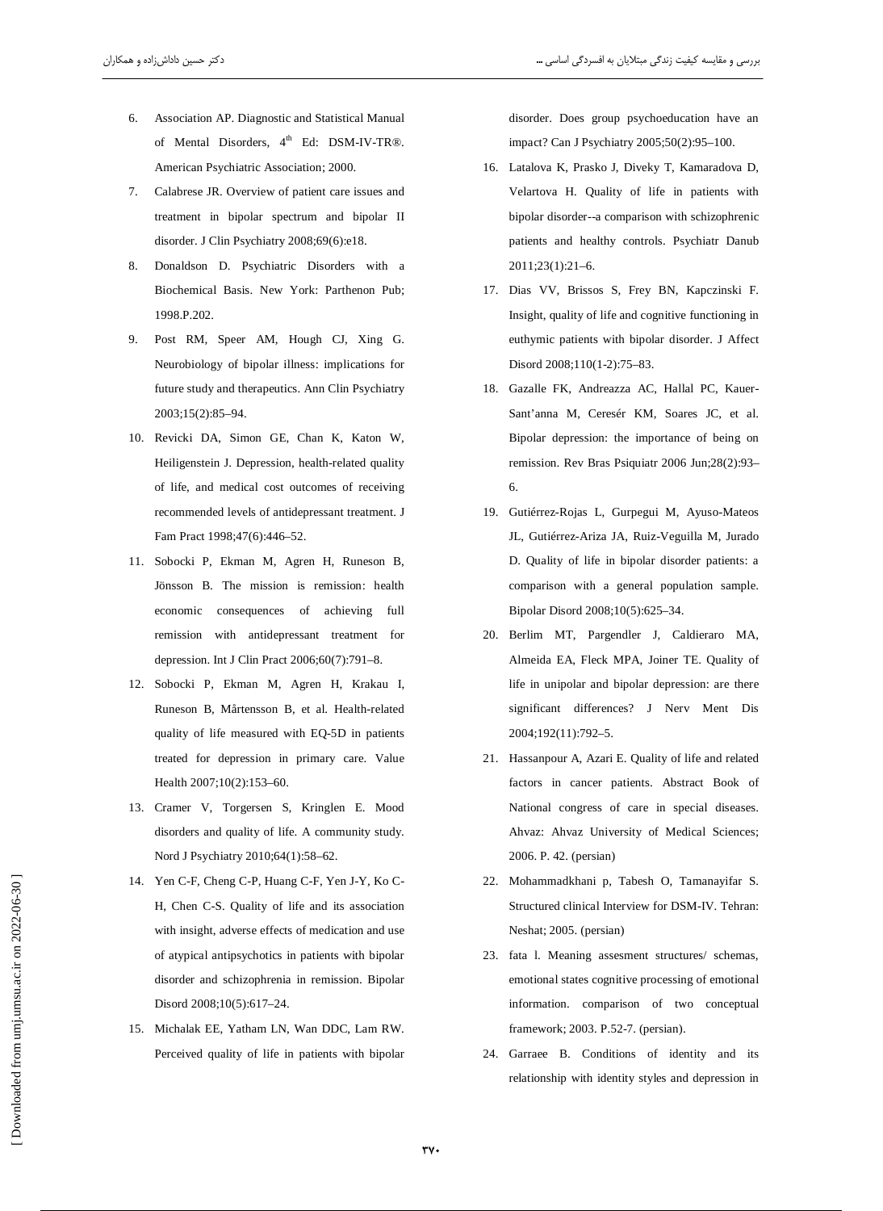6. Association AP. Diagnostic and Statistical Manual of Mental Disorders, 4th Ed: DSM-IV-TR®. American Psychiatric Association; 2000.
7. Calabrese JR. Overview of patient care issues and treatment in bipolar spectrum and bipolar II disorder. J Clin Psychiatry 2008;69(6):e18.
8. Donaldson D. Psychiatric Disorders with a Biochemical Basis. New York: Parthenon Pub; 1998.P.202.
9. Post RM, Speer AM, Hough CJ, Xing G. Neurobiology of bipolar illness: implications for future study and therapeutics. Ann Clin Psychiatry 2003;15(2):85–94.
10. Revicki DA, Simon GE, Chan K, Katon W, Heiligenstein J. Depression, health-related quality of life, and medical cost outcomes of receiving recommended levels of antidepressant treatment. J Fam Pract 1998;47(6):446–52.
11. Sobocki P, Ekman M, Agren H, Runeson B, Jönsson B. The mission is remission: health economic consequences of achieving full remission with antidepressant treatment for depression. Int J Clin Pract 2006;60(7):791–8.
12. Sobocki P, Ekman M, Agren H, Krakau I, Runeson B, Mårtensson B, et al. Health-related quality of life measured with EQ-5D in patients treated for depression in primary care. Value Health 2007;10(2):153–60.
13. Cramer V, Torgersen S, Kringlen E. Mood disorders and quality of life. A community study. Nord J Psychiatry 2010;64(1):58–62.
14. Yen C-F, Cheng C-P, Huang C-F, Yen J-Y, Ko C-H, Chen C-S. Quality of life and its association with insight, adverse effects of medication and use of atypical antipsychotics in patients with bipolar disorder and schizophrenia in remission. Bipolar Disord 2008;10(5):617–24.
15. Michalak EE, Yatham LN, Wan DDC, Lam RW. Perceived quality of life in patients with bipolar disorder. Does group psychoeducation have an impact? Can J Psychiatry 2005;50(2):95–100.
16. Latalova K, Prasko J, Diveky T, Kamaradova D, Velartova H. Quality of life in patients with bipolar disorder--a comparison with schizophrenic patients and healthy controls. Psychiatr Danub 2011;23(1):21–6.
17. Dias VV, Brissos S, Frey BN, Kapczinski F. Insight, quality of life and cognitive functioning in euthymic patients with bipolar disorder. J Affect Disord 2008;110(1-2):75–83.
18. Gazalle FK, Andreazza AC, Hallal PC, Kauer-Sant'anna M, Ceresér KM, Soares JC, et al. Bipolar depression: the importance of being on remission. Rev Bras Psiquiatr 2006 Jun;28(2):93–6.
19. Gutiérrez-Rojas L, Gurpegui M, Ayuso-Mateos JL, Gutiérrez-Ariza JA, Ruiz-Veguilla M, Jurado D. Quality of life in bipolar disorder patients: a comparison with a general population sample. Bipolar Disord 2008;10(5):625–34.
20. Berlim MT, Pargendler J, Caldieraro MA, Almeida EA, Fleck MPA, Joiner TE. Quality of life in unipolar and bipolar depression: are there significant differences? J Nerv Ment Dis 2004;192(11):792–5.
21. Hassanpour A, Azari E. Quality of life and related factors in cancer patients. Abstract Book of National congress of care in special diseases. Ahvaz: Ahvaz University of Medical Sciences; 2006. P. 42. (persian)
22. Mohammadkhani p, Tabesh O, Tamanayifar S. Structured clinical Interview for DSM-IV. Tehran: Neshat; 2005. (persian)
23. fata l. Meaning assesment structures/ schemas, emotional states cognitive processing of emotional information. comparison of two conceptual framework; 2003. P.52-7. (persian).
24. Garraee B. Conditions of identity and its relationship with identity styles and depression in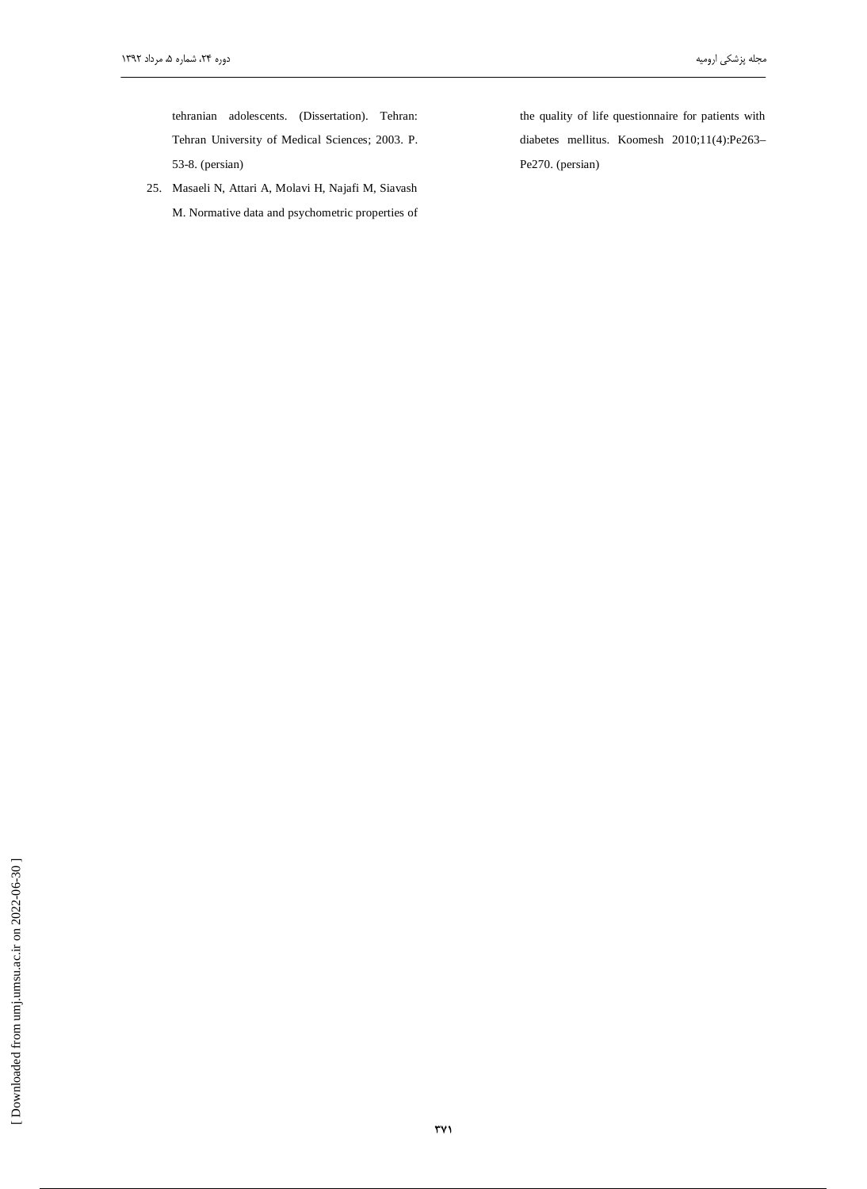tehranian adolescents. (Dissertation). Tehran: Tehran University of Medical Sciences; 2003. P. 53-8. (persian)

25. Masaeli N, Attari A, Molavi H, Najafi M, Siavash M. Normative data and psychometric properties of the quality of life questionnaire for patients with diabetes mellitus. Koomesh 2010;11(4):Pe263–Pe270. (persian)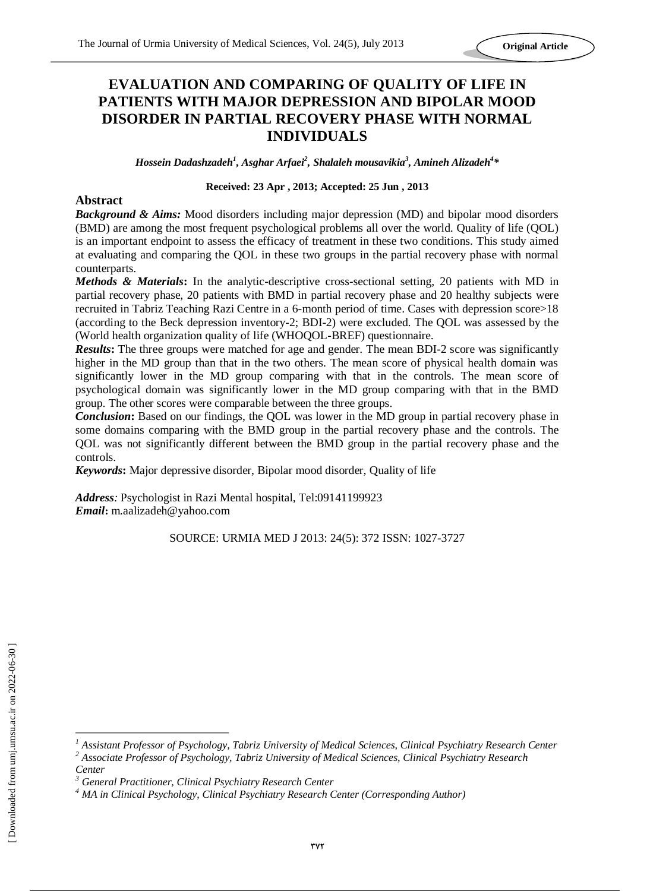# EVALUATION AND COMPARING OF QUALITY OF LIFE IN PATIENTS WITH MAJOR DEPRESSION AND BIPOLAR MOOD DISORDER IN PARTIAL RECOVERY PHASE WITH NORMAL INDIVIDUALS

*Hossein Dadashzadeh[1], Asghar Arfaei[2], Shalaleh mousavikia[3], Amineh Alizadeh[4]\**

**Received: 23 Apr , 2013; Accepted: 25 Jun , 2013**

## Abstract

***Background & Aims:*** Mood disorders including major depression (MD) and bipolar mood disorders (BMD) are among the most frequent psychological problems all over the world. Quality of life (QOL) is an important endpoint to assess the efficacy of treatment in these two conditions. This study aimed at evaluating and comparing the QOL in these two groups in the partial recovery phase with normal counterparts.

***Methods & Materials*:** In the analytic-descriptive cross-sectional setting, 20 patients with MD in partial recovery phase, 20 patients with BMD in partial recovery phase and 20 healthy subjects were recruited in Tabriz Teaching Razi Centre in a 6-month period of time. Cases with depression score>18 (according to the Beck depression inventory-2; BDI-2) were excluded. The QOL was assessed by the (World health organization quality of life (WHOQOL-BREF) questionnaire.

***Results*:** The three groups were matched for age and gender. The mean BDI-2 score was significantly higher in the MD group than that in the two others. The mean score of physical health domain was significantly lower in the MD group comparing with that in the controls. The mean score of psychological domain was significantly lower in the MD group comparing with that in the BMD group. The other scores were comparable between the three groups.

***Conclusion*:** Based on our findings, the QOL was lower in the MD group in partial recovery phase in some domains comparing with the BMD group in the partial recovery phase and the controls. The QOL was not significantly different between the BMD group in the partial recovery phase and the controls.

***Keywords*:** Major depressive disorder, Bipolar mood disorder, Quality of life

***Address*:** Psychologist in Razi Mental hospital, Tel:09141199923
***Email*:** m.aalizadeh@yahoo.com

SOURCE: URMIA MED J 2013: 24(5): 372 ISSN: 1027-3727

---

*[1] Assistant Professor of Psychology, Tabriz University of Medical Sciences, Clinical Psychiatry Research Center*
*[2] Associate Professor of Psychology, Tabriz University of Medical Sciences, Clinical Psychiatry Research Center*
*[3] General Practitioner, Clinical Psychiatry Research Center*
*[4] MA in Clinical Psychology, Clinical Psychiatry Research Center (Corresponding Author)*